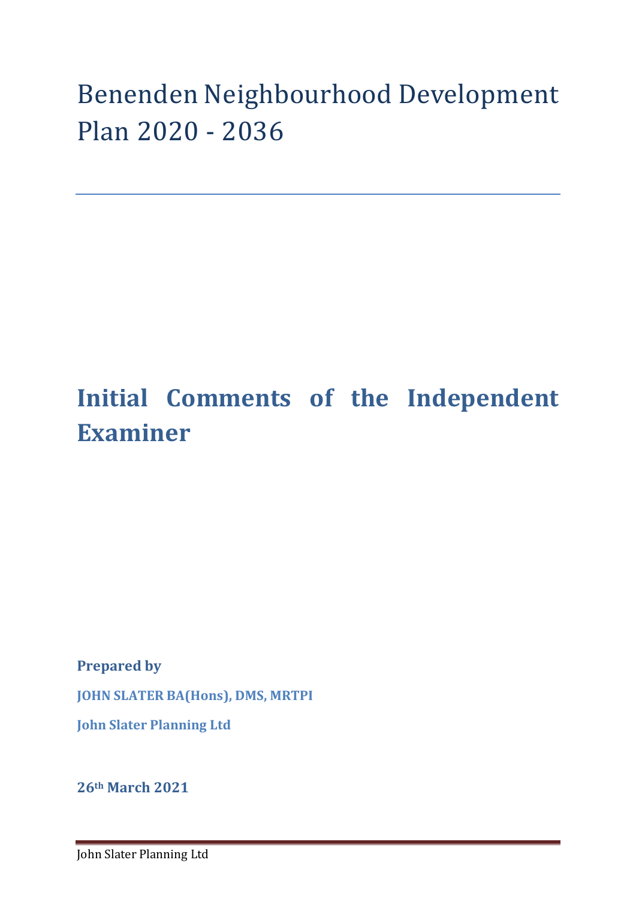# Benenden Neighbourhood Development Plan 2020 - 2036

## Initial Comments of the Independent Examiner

**Prepared by**

**JOHN SLATER BA(Hons), DMS, MRTPI**

**John Slater Planning Ltd**

**26th March 2021**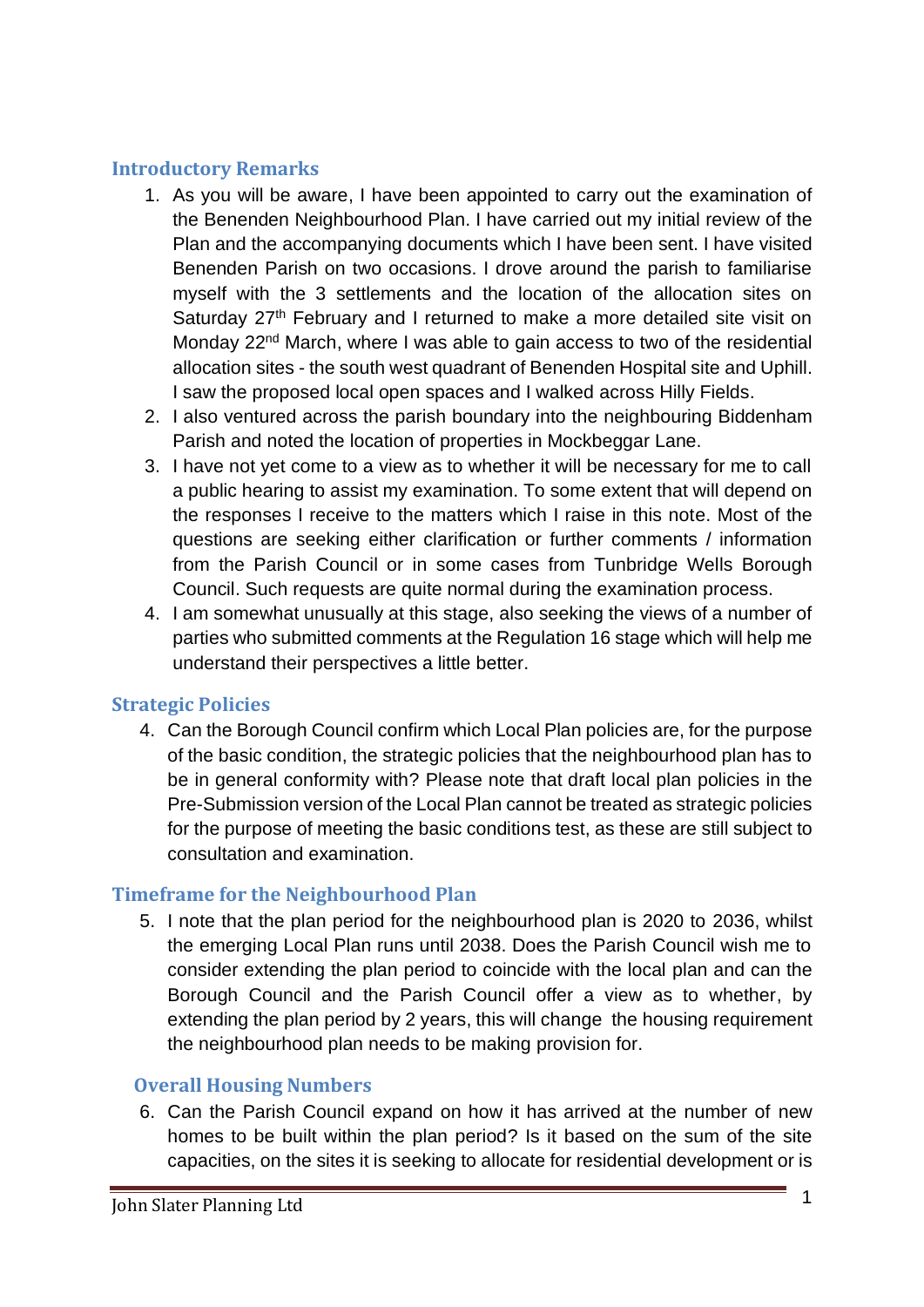## Introductory Remarks

1. As you will be aware, I have been appointed to carry out the examination of the Benenden Neighbourhood Plan. I have carried out my initial review of the Plan and the accompanying documents which I have been sent. I have visited Benenden Parish on two occasions. I drove around the parish to familiarise myself with the 3 settlements and the location of the allocation sites on Saturday 27th February and I returned to make a more detailed site visit on Monday 22nd March, where I was able to gain access to two of the residential allocation sites - the south west quadrant of Benenden Hospital site and Uphill. I saw the proposed local open spaces and I walked across Hilly Fields.
2. I also ventured across the parish boundary into the neighbouring Biddenham Parish and noted the location of properties in Mockbeggar Lane.
3. I have not yet come to a view as to whether it will be necessary for me to call a public hearing to assist my examination. To some extent that will depend on the responses I receive to the matters which I raise in this note. Most of the questions are seeking either clarification or further comments / information from the Parish Council or in some cases from Tunbridge Wells Borough Council. Such requests are quite normal during the examination process.
4. I am somewhat unusually at this stage, also seeking the views of a number of parties who submitted comments at the Regulation 16 stage which will help me understand their perspectives a little better.

## Strategic Policies

4. Can the Borough Council confirm which Local Plan policies are, for the purpose of the basic condition, the strategic policies that the neighbourhood plan has to be in general conformity with? Please note that draft local plan policies in the Pre-Submission version of the Local Plan cannot be treated as strategic policies for the purpose of meeting the basic conditions test, as these are still subject to consultation and examination.

## Timeframe for the Neighbourhood Plan

5. I note that the plan period for the neighbourhood plan is 2020 to 2036, whilst the emerging Local Plan runs until 2038. Does the Parish Council wish me to consider extending the plan period to coincide with the local plan and can the Borough Council and the Parish Council offer a view as to whether, by extending the plan period by 2 years, this will change the housing requirement the neighbourhood plan needs to be making provision for.

## Overall Housing Numbers

6. Can the Parish Council expand on how it has arrived at the number of new homes to be built within the plan period? Is it based on the sum of the site capacities, on the sites it is seeking to allocate for residential development or is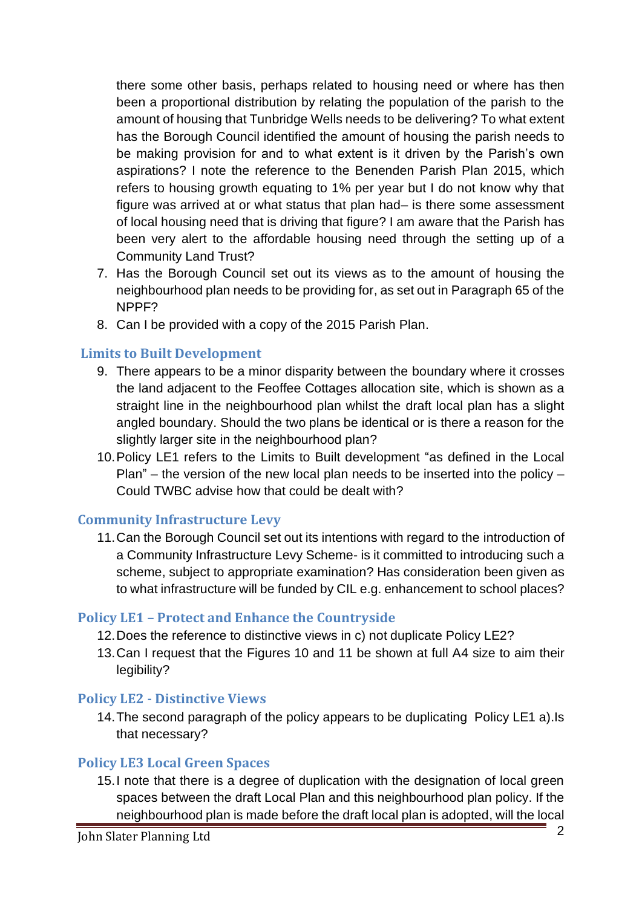there some other basis, perhaps related to housing need or where has then been a proportional distribution by relating the population of the parish to the amount of housing that Tunbridge Wells needs to be delivering? To what extent has the Borough Council identified the amount of housing the parish needs to be making provision for and to what extent is it driven by the Parish's own aspirations? I note the reference to the Benenden Parish Plan 2015, which refers to housing growth equating to 1% per year but I do not know why that figure was arrived at or what status that plan had– is there some assessment of local housing need that is driving that figure? I am aware that the Parish has been very alert to the affordable housing need through the setting up of a Community Land Trust?

7. Has the Borough Council set out its views as to the amount of housing the neighbourhood plan needs to be providing for, as set out in Paragraph 65 of the NPPF?
8. Can I be provided with a copy of the 2015 Parish Plan.

## Limits to Built Development

9. There appears to be a minor disparity between the boundary where it crosses the land adjacent to the Feoffee Cottages allocation site, which is shown as a straight line in the neighbourhood plan whilst the draft local plan has a slight angled boundary. Should the two plans be identical or is there a reason for the slightly larger site in the neighbourhood plan?
10. Policy LE1 refers to the Limits to Built development "as defined in the Local Plan" – the version of the new local plan needs to be inserted into the policy – Could TWBC advise how that could be dealt with?

## Community Infrastructure Levy

11. Can the Borough Council set out its intentions with regard to the introduction of a Community Infrastructure Levy Scheme- is it committed to introducing such a scheme, subject to appropriate examination? Has consideration been given as to what infrastructure will be funded by CIL e.g. enhancement to school places?

## Policy LE1 – Protect and Enhance the Countryside

12. Does the reference to distinctive views in c) not duplicate Policy LE2?
13. Can I request that the Figures 10 and 11 be shown at full A4 size to aim their legibility?

## Policy LE2 - Distinctive Views

14. The second paragraph of the policy appears to be duplicating Policy LE1 a).Is that necessary?

## Policy LE3 Local Green Spaces

15. I note that there is a degree of duplication with the designation of local green spaces between the draft Local Plan and this neighbourhood plan policy. If the neighbourhood plan is made before the draft local plan is adopted, will the local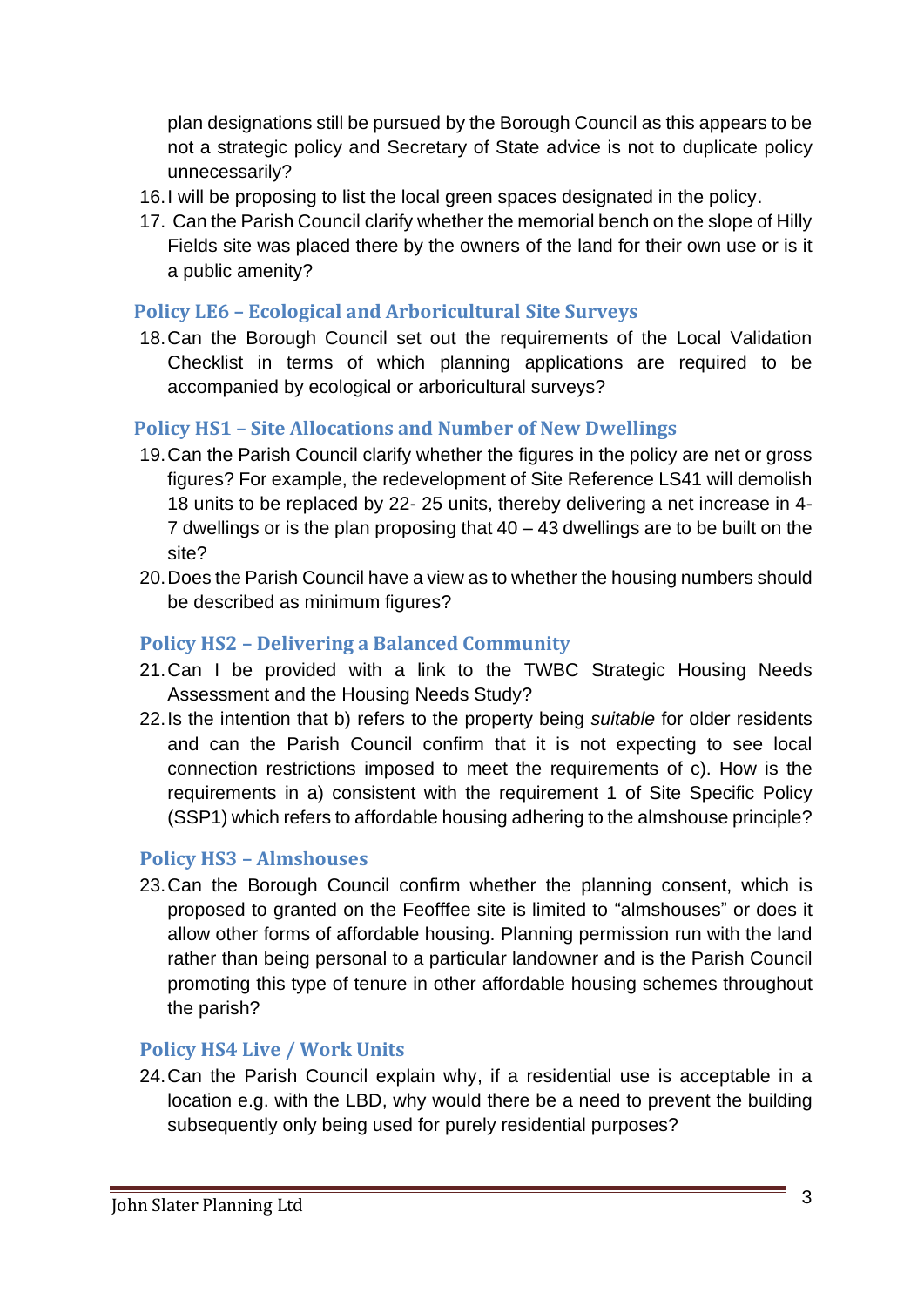plan designations still be pursued by the Borough Council as this appears to be not a strategic policy and Secretary of State advice is not to duplicate policy unnecessarily?

16. I will be proposing to list the local green spaces designated in the policy.
17. Can the Parish Council clarify whether the memorial bench on the slope of Hilly Fields site was placed there by the owners of the land for their own use or is it a public amenity?

### Policy LE6 – Ecological and Arboricultural Site Surveys

18. Can the Borough Council set out the requirements of the Local Validation Checklist in terms of which planning applications are required to be accompanied by ecological or arboricultural surveys?

### Policy HS1 – Site Allocations and Number of New Dwellings

19. Can the Parish Council clarify whether the figures in the policy are net or gross figures? For example, the redevelopment of Site Reference LS41 will demolish 18 units to be replaced by 22- 25 units, thereby delivering a net increase in 4-7 dwellings or is the plan proposing that 40 – 43 dwellings are to be built on the site?
20. Does the Parish Council have a view as to whether the housing numbers should be described as minimum figures?

### Policy HS2 – Delivering a Balanced Community

21. Can I be provided with a link to the TWBC Strategic Housing Needs Assessment and the Housing Needs Study?
22. Is the intention that b) refers to the property being *suitable* for older residents and can the Parish Council confirm that it is not expecting to see local connection restrictions imposed to meet the requirements of c). How is the requirements in a) consistent with the requirement 1 of Site Specific Policy (SSP1) which refers to affordable housing adhering to the almshouse principle?

### Policy HS3 – Almshouses

23. Can the Borough Council confirm whether the planning consent, which is proposed to granted on the Feofffee site is limited to "almshouses" or does it allow other forms of affordable housing. Planning permission run with the land rather than being personal to a particular landowner and is the Parish Council promoting this type of tenure in other affordable housing schemes throughout the parish?

### Policy HS4 Live / Work Units

24. Can the Parish Council explain why, if a residential use is acceptable in a location e.g. with the LBD, why would there be a need to prevent the building subsequently only being used for purely residential purposes?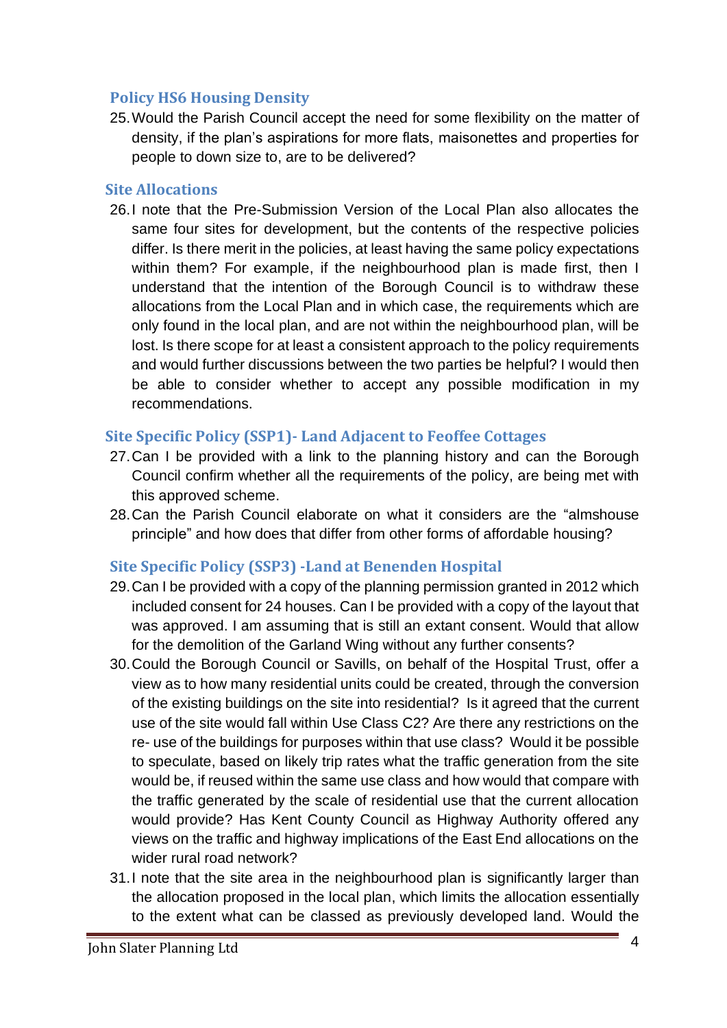### Policy HS6 Housing Density

25. Would the Parish Council accept the need for some flexibility on the matter of density, if the plan's aspirations for more flats, maisonettes and properties for people to down size to, are to be delivered?

### Site Allocations

26. I note that the Pre-Submission Version of the Local Plan also allocates the same four sites for development, but the contents of the respective policies differ. Is there merit in the policies, at least having the same policy expectations within them? For example, if the neighbourhood plan is made first, then I understand that the intention of the Borough Council is to withdraw these allocations from the Local Plan and in which case, the requirements which are only found in the local plan, and are not within the neighbourhood plan, will be lost. Is there scope for at least a consistent approach to the policy requirements and would further discussions between the two parties be helpful? I would then be able to consider whether to accept any possible modification in my recommendations.

### Site Specific Policy (SSP1)- Land Adjacent to Feoffee Cottages

27. Can I be provided with a link to the planning history and can the Borough Council confirm whether all the requirements of the policy, are being met with this approved scheme.
28. Can the Parish Council elaborate on what it considers are the "almshouse principle" and how does that differ from other forms of affordable housing?

### Site Specific Policy (SSP3) -Land at Benenden Hospital

29. Can I be provided with a copy of the planning permission granted in 2012 which included consent for 24 houses. Can I be provided with a copy of the layout that was approved. I am assuming that is still an extant consent. Would that allow for the demolition of the Garland Wing without any further consents?
30. Could the Borough Council or Savills, on behalf of the Hospital Trust, offer a view as to how many residential units could be created, through the conversion of the existing buildings on the site into residential? Is it agreed that the current use of the site would fall within Use Class C2? Are there any restrictions on the re- use of the buildings for purposes within that use class? Would it be possible to speculate, based on likely trip rates what the traffic generation from the site would be, if reused within the same use class and how would that compare with the traffic generated by the scale of residential use that the current allocation would provide? Has Kent County Council as Highway Authority offered any views on the traffic and highway implications of the East End allocations on the wider rural road network?
31. I note that the site area in the neighbourhood plan is significantly larger than the allocation proposed in the local plan, which limits the allocation essentially to the extent what can be classed as previously developed land. Would the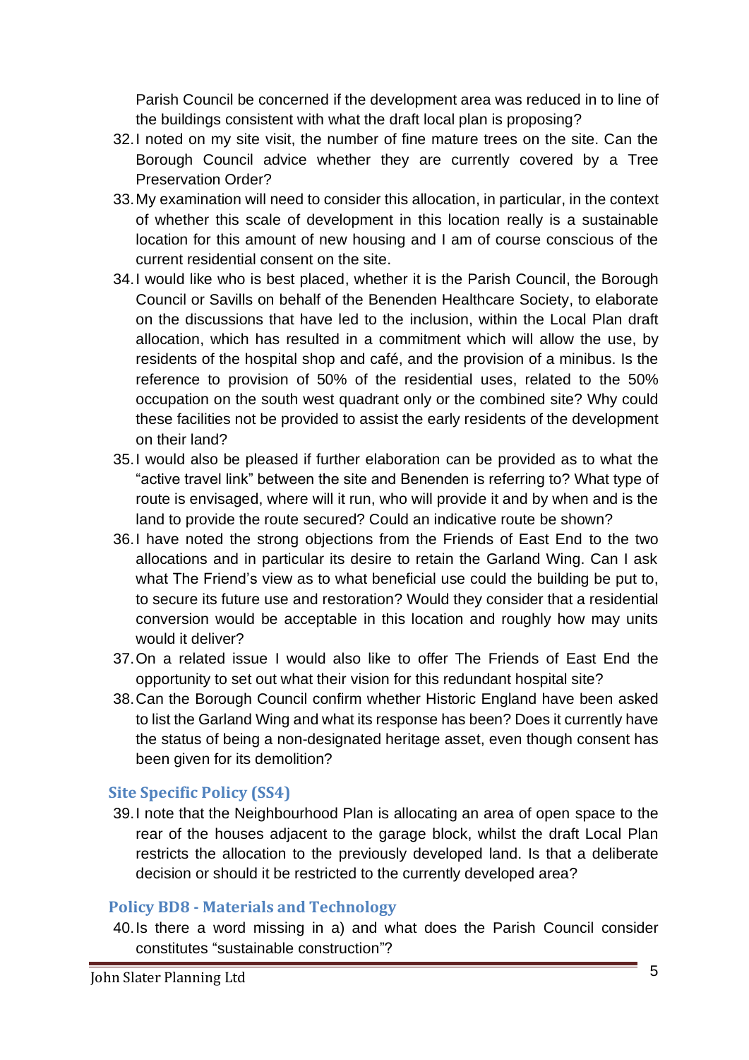Parish Council be concerned if the development area was reduced in to line of the buildings consistent with what the draft local plan is proposing?

32. I noted on my site visit, the number of fine mature trees on the site. Can the Borough Council advice whether they are currently covered by a Tree Preservation Order?
33. My examination will need to consider this allocation, in particular, in the context of whether this scale of development in this location really is a sustainable location for this amount of new housing and I am of course conscious of the current residential consent on the site.
34. I would like who is best placed, whether it is the Parish Council, the Borough Council or Savills on behalf of the Benenden Healthcare Society, to elaborate on the discussions that have led to the inclusion, within the Local Plan draft allocation, which has resulted in a commitment which will allow the use, by residents of the hospital shop and café, and the provision of a minibus. Is the reference to provision of 50% of the residential uses, related to the 50% occupation on the south west quadrant only or the combined site? Why could these facilities not be provided to assist the early residents of the development on their land?
35. I would also be pleased if further elaboration can be provided as to what the "active travel link" between the site and Benenden is referring to? What type of route is envisaged, where will it run, who will provide it and by when and is the land to provide the route secured? Could an indicative route be shown?
36. I have noted the strong objections from the Friends of East End to the two allocations and in particular its desire to retain the Garland Wing. Can I ask what The Friend's view as to what beneficial use could the building be put to, to secure its future use and restoration? Would they consider that a residential conversion would be acceptable in this location and roughly how may units would it deliver?
37. On a related issue I would also like to offer The Friends of East End the opportunity to set out what their vision for this redundant hospital site?
38. Can the Borough Council confirm whether Historic England have been asked to list the Garland Wing and what its response has been? Does it currently have the status of being a non-designated heritage asset, even though consent has been given for its demolition?

## Site Specific Policy (SS4)

39. I note that the Neighbourhood Plan is allocating an area of open space to the rear of the houses adjacent to the garage block, whilst the draft Local Plan restricts the allocation to the previously developed land. Is that a deliberate decision or should it be restricted to the currently developed area?

## Policy BD8 - Materials and Technology

40. Is there a word missing in a) and what does the Parish Council consider constitutes "sustainable construction"?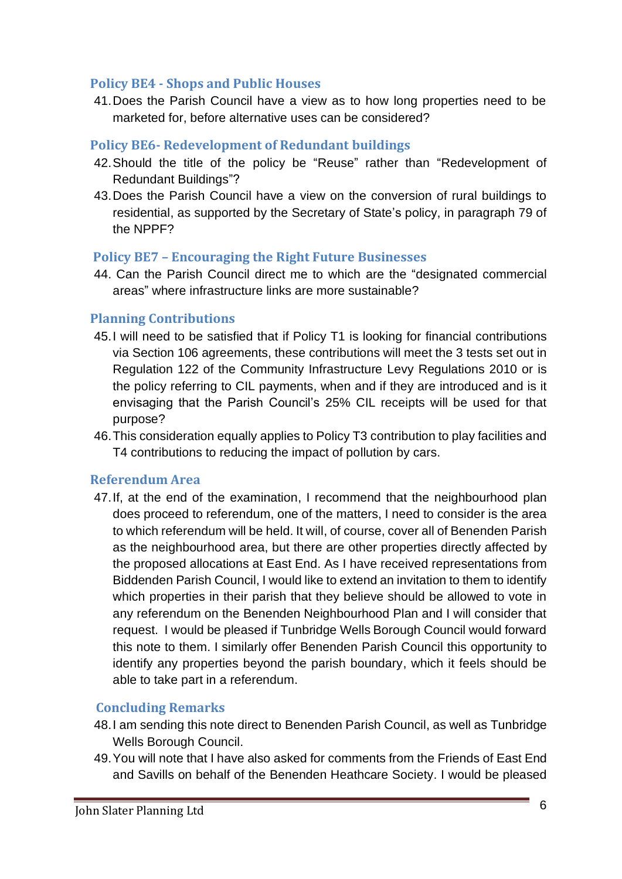### Policy BE4 - Shops and Public Houses

41. Does the Parish Council have a view as to how long properties need to be marketed for, before alternative uses can be considered?

### Policy BE6- Redevelopment of Redundant buildings

42. Should the title of the policy be "Reuse" rather than "Redevelopment of Redundant Buildings"?
43. Does the Parish Council have a view on the conversion of rural buildings to residential, as supported by the Secretary of State's policy, in paragraph 79 of the NPPF?

### Policy BE7 – Encouraging the Right Future Businesses

44. Can the Parish Council direct me to which are the "designated commercial areas" where infrastructure links are more sustainable?

### Planning Contributions

45. I will need to be satisfied that if Policy T1 is looking for financial contributions via Section 106 agreements, these contributions will meet the 3 tests set out in Regulation 122 of the Community Infrastructure Levy Regulations 2010 or is the policy referring to CIL payments, when and if they are introduced and is it envisaging that the Parish Council's 25% CIL receipts will be used for that purpose?
46. This consideration equally applies to Policy T3 contribution to play facilities and T4 contributions to reducing the impact of pollution by cars.

### Referendum Area

47. If, at the end of the examination, I recommend that the neighbourhood plan does proceed to referendum, one of the matters, I need to consider is the area to which referendum will be held. It will, of course, cover all of Benenden Parish as the neighbourhood area, but there are other properties directly affected by the proposed allocations at East End. As I have received representations from Biddenden Parish Council, I would like to extend an invitation to them to identify which properties in their parish that they believe should be allowed to vote in any referendum on the Benenden Neighbourhood Plan and I will consider that request. I would be pleased if Tunbridge Wells Borough Council would forward this note to them. I similarly offer Benenden Parish Council this opportunity to identify any properties beyond the parish boundary, which it feels should be able to take part in a referendum.

### Concluding Remarks

48. I am sending this note direct to Benenden Parish Council, as well as Tunbridge Wells Borough Council.
49. You will note that I have also asked for comments from the Friends of East End and Savills on behalf of the Benenden Heathcare Society. I would be pleased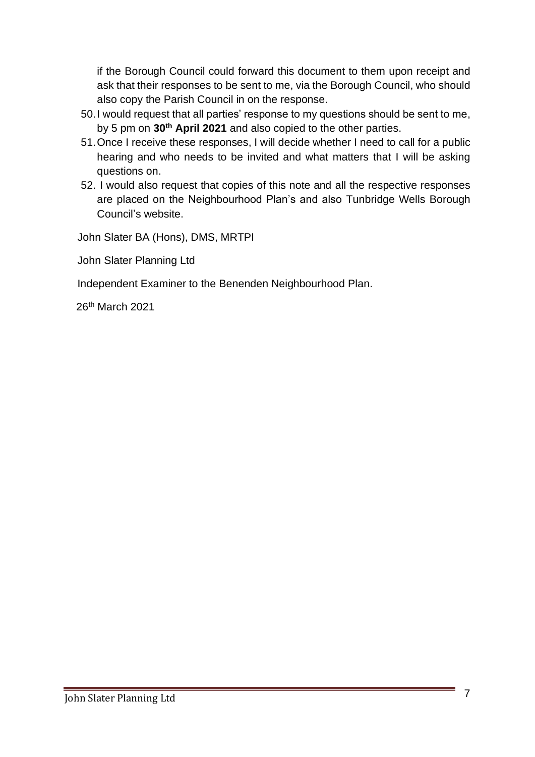if the Borough Council could forward this document to them upon receipt and ask that their responses to be sent to me, via the Borough Council, who should also copy the Parish Council in on the response.

50. I would request that all parties' response to my questions should be sent to me, by 5 pm on **30th April 2021** and also copied to the other parties.
51. Once I receive these responses, I will decide whether I need to call for a public hearing and who needs to be invited and what matters that I will be asking questions on.
52. I would also request that copies of this note and all the respective responses are placed on the Neighbourhood Plan's and also Tunbridge Wells Borough Council's website.

John Slater BA (Hons), DMS, MRTPI

John Slater Planning Ltd

Independent Examiner to the Benenden Neighbourhood Plan.

26th March 2021